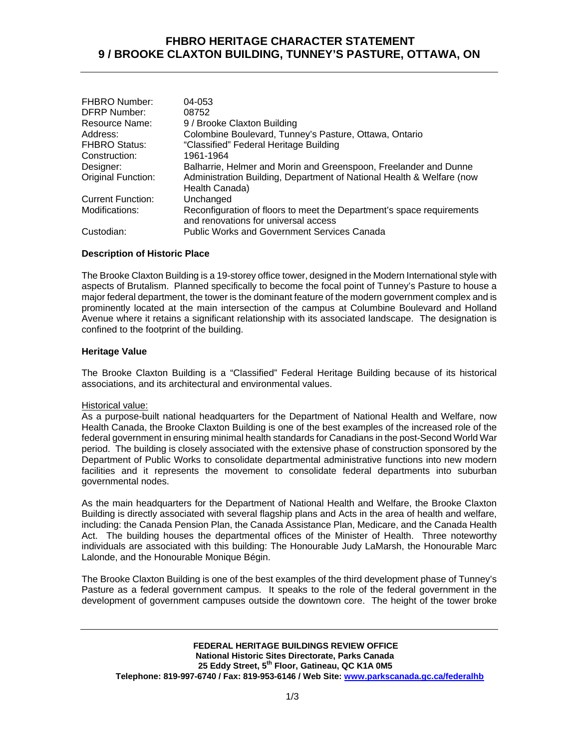# FHBRO HERITAGE CHARACTER STATEMENT
# 9 / BROOKE CLAXTON BUILDING, TUNNEY'S PASTURE, OTTAWA, ON

| | |
|---|---|
| FHBRO Number: | 04-053 |
| DFRP Number: | 08752 |
| Resource Name: | 9 / Brooke Claxton Building |
| Address: | Colombine Boulevard, Tunney's Pasture, Ottawa, Ontario |
| FHBRO Status: | "Classified" Federal Heritage Building |
| Construction: | 1961-1964 |
| Designer: | Balharrie, Helmer and Morin and Greenspoon, Freelander and Dunne |
| Original Function: | Administration Building, Department of National Health & Welfare (now Health Canada) |
| Current Function: | Unchanged |
| Modifications: | Reconfiguration of floors to meet the Department's space requirements and renovations for universal access |
| Custodian: | Public Works and Government Services Canada |

**Description of Historic Place**

The Brooke Claxton Building is a 19-storey office tower, designed in the Modern International style with aspects of Brutalism. Planned specifically to become the focal point of Tunney's Pasture to house a major federal department, the tower is the dominant feature of the modern government complex and is prominently located at the main intersection of the campus at Columbine Boulevard and Holland Avenue where it retains a significant relationship with its associated landscape. The designation is confined to the footprint of the building.

**Heritage Value**

The Brooke Claxton Building is a "Classified" Federal Heritage Building because of its historical associations, and its architectural and environmental values.

Historical value:
As a purpose-built national headquarters for the Department of National Health and Welfare, now Health Canada, the Brooke Claxton Building is one of the best examples of the increased role of the federal government in ensuring minimal health standards for Canadians in the post-Second World War period. The building is closely associated with the extensive phase of construction sponsored by the Department of Public Works to consolidate departmental administrative functions into new modern facilities and it represents the movement to consolidate federal departments into suburban governmental nodes.

As the main headquarters for the Department of National Health and Welfare, the Brooke Claxton Building is directly associated with several flagship plans and Acts in the area of health and welfare, including: the Canada Pension Plan, the Canada Assistance Plan, Medicare, and the Canada Health Act. The building houses the departmental offices of the Minister of Health. Three noteworthy individuals are associated with this building: The Honourable Judy LaMarsh, the Honourable Marc Lalonde, and the Honourable Monique Bégin.

The Brooke Claxton Building is one of the best examples of the third development phase of Tunney's Pasture as a federal government campus. It speaks to the role of the federal government in the development of government campuses outside the downtown core. The height of the tower broke

**FEDERAL HERITAGE BUILDINGS REVIEW OFFICE**
**National Historic Sites Directorate, Parks Canada**
**25 Eddy Street, 5th Floor, Gatineau, QC K1A 0M5**
**Telephone: 819-997-6740 / Fax: 819-953-6146 / Web Site: www.parkscanada.gc.ca/federalhb**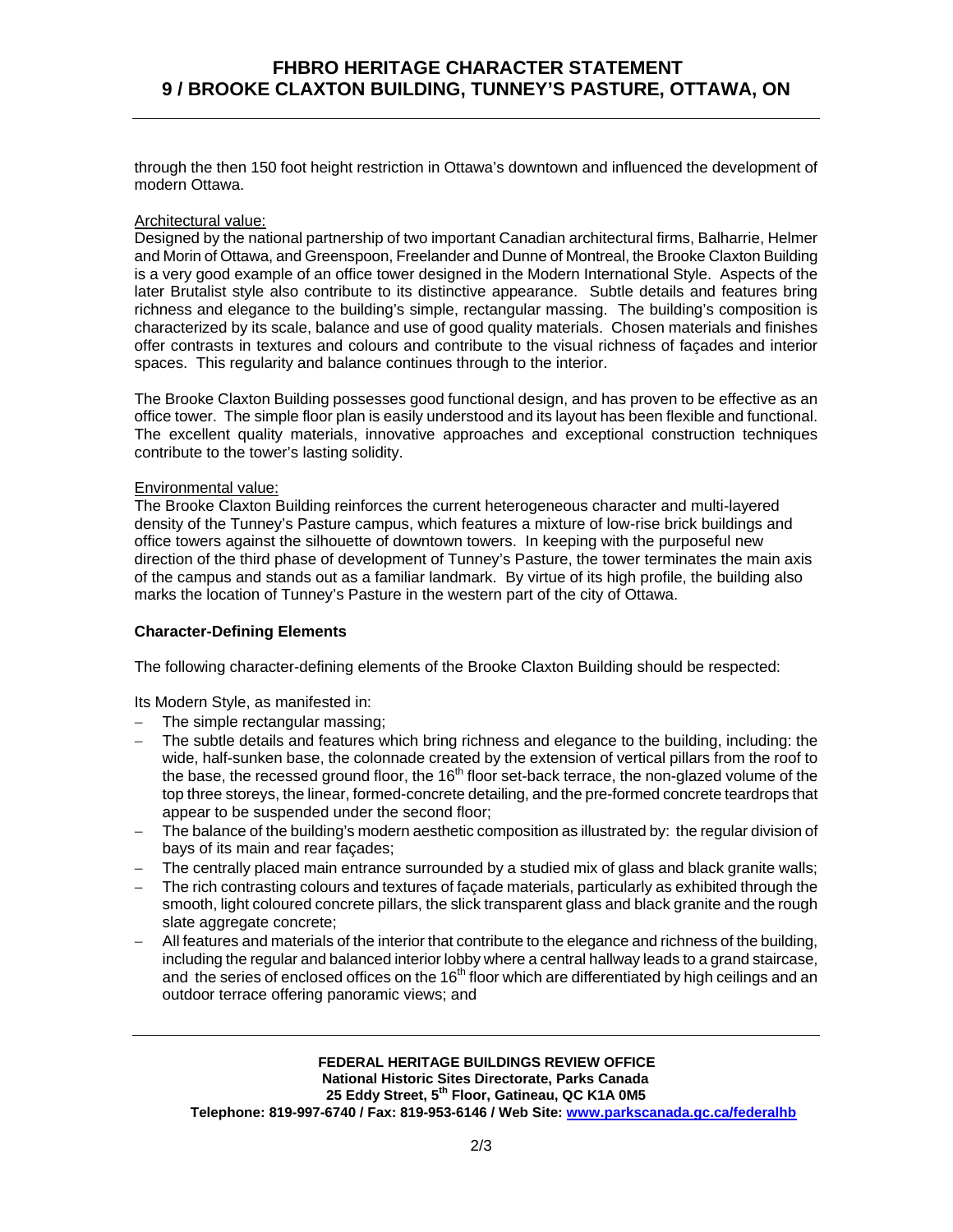through the then 150 foot height restriction in Ottawa's downtown and influenced the development of modern Ottawa.

Architectural value:

Designed by the national partnership of two important Canadian architectural firms, Balharrie, Helmer and Morin of Ottawa, and Greenspoon, Freelander and Dunne of Montreal, the Brooke Claxton Building is a very good example of an office tower designed in the Modern International Style. Aspects of the later Brutalist style also contribute to its distinctive appearance. Subtle details and features bring richness and elegance to the building's simple, rectangular massing. The building's composition is characterized by its scale, balance and use of good quality materials. Chosen materials and finishes offer contrasts in textures and colours and contribute to the visual richness of façades and interior spaces. This regularity and balance continues through to the interior.

The Brooke Claxton Building possesses good functional design, and has proven to be effective as an office tower. The simple floor plan is easily understood and its layout has been flexible and functional. The excellent quality materials, innovative approaches and exceptional construction techniques contribute to the tower's lasting solidity.

Environmental value:

The Brooke Claxton Building reinforces the current heterogeneous character and multi-layered density of the Tunney's Pasture campus, which features a mixture of low-rise brick buildings and office towers against the silhouette of downtown towers. In keeping with the purposeful new direction of the third phase of development of Tunney's Pasture, the tower terminates the main axis of the campus and stands out as a familiar landmark. By virtue of its high profile, the building also marks the location of Tunney's Pasture in the western part of the city of Ottawa.

**Character-Defining Elements**

The following character-defining elements of the Brooke Claxton Building should be respected:

Its Modern Style, as manifested in:

- The simple rectangular massing;
- The subtle details and features which bring richness and elegance to the building, including: the wide, half-sunken base, the colonnade created by the extension of vertical pillars from the roof to the base, the recessed ground floor, the 16th floor set-back terrace, the non-glazed volume of the top three storeys, the linear, formed-concrete detailing, and the pre-formed concrete teardrops that appear to be suspended under the second floor;
- The balance of the building's modern aesthetic composition as illustrated by: the regular division of bays of its main and rear façades;
- The centrally placed main entrance surrounded by a studied mix of glass and black granite walls;
- The rich contrasting colours and textures of façade materials, particularly as exhibited through the smooth, light coloured concrete pillars, the slick transparent glass and black granite and the rough slate aggregate concrete;
- All features and materials of the interior that contribute to the elegance and richness of the building, including the regular and balanced interior lobby where a central hallway leads to a grand staircase, and the series of enclosed offices on the 16th floor which are differentiated by high ceilings and an outdoor terrace offering panoramic views; and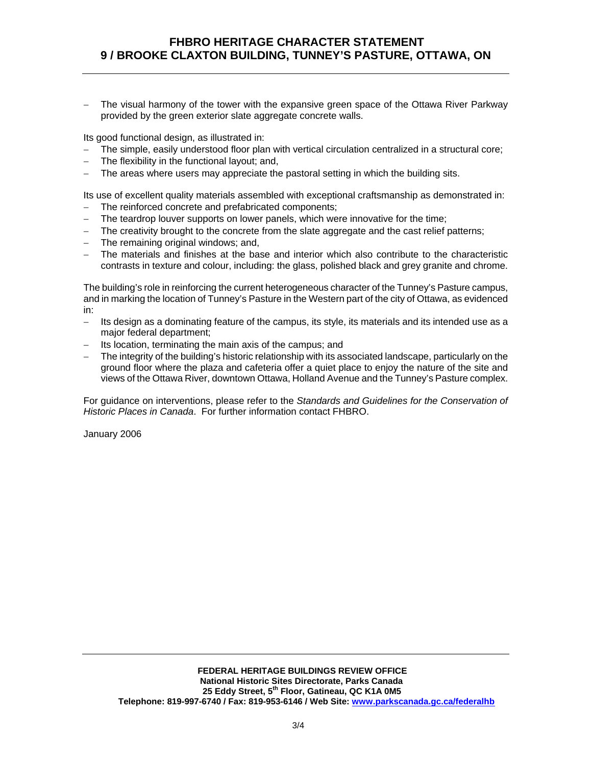- The visual harmony of the tower with the expansive green space of the Ottawa River Parkway provided by the green exterior slate aggregate concrete walls.

Its good functional design, as illustrated in:

- The simple, easily understood floor plan with vertical circulation centralized in a structural core;
- The flexibility in the functional layout; and,
- The areas where users may appreciate the pastoral setting in which the building sits.

Its use of excellent quality materials assembled with exceptional craftsmanship as demonstrated in:

- The reinforced concrete and prefabricated components;
- The teardrop louver supports on lower panels, which were innovative for the time;
- The creativity brought to the concrete from the slate aggregate and the cast relief patterns;
- The remaining original windows; and,
- The materials and finishes at the base and interior which also contribute to the characteristic contrasts in texture and colour, including: the glass, polished black and grey granite and chrome.

The building's role in reinforcing the current heterogeneous character of the Tunney's Pasture campus, and in marking the location of Tunney's Pasture in the Western part of the city of Ottawa, as evidenced in:

- Its design as a dominating feature of the campus, its style, its materials and its intended use as a major federal department;
- Its location, terminating the main axis of the campus; and
- The integrity of the building's historic relationship with its associated landscape, particularly on the ground floor where the plaza and cafeteria offer a quiet place to enjoy the nature of the site and views of the Ottawa River, downtown Ottawa, Holland Avenue and the Tunney's Pasture complex.

For guidance on interventions, please refer to the *Standards and Guidelines for the Conservation of Historic Places in Canada*. For further information contact FHBRO.

January 2006